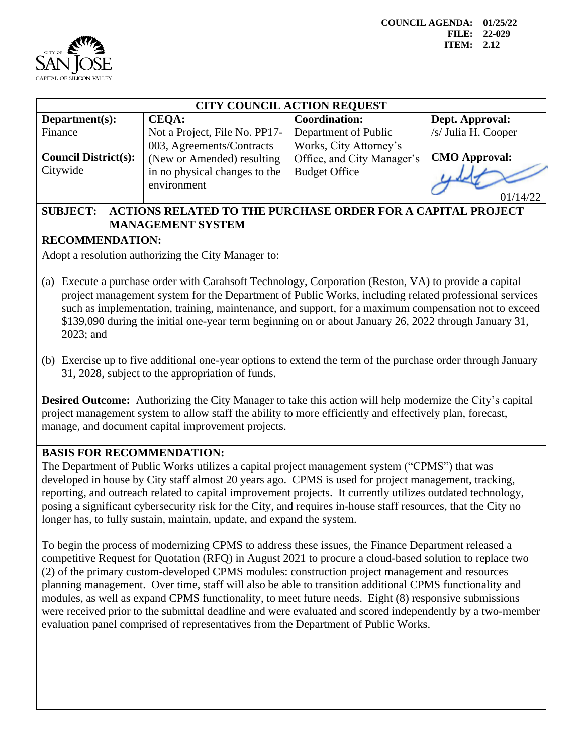COUNCIL AGENDA: 01/25/22
FILE: 22-029
ITEM: 2.12

CITY OF SAN JOSE
CAPITAL OF SILICON VALLEY

## CITY COUNCIL ACTION REQUEST

| Department(s): | CEQA: | Coordination: | Dept. Approval: |
|---|---|---|---|
| Finance | Not a Project, File No. PP17-003, Agreements/Contracts (New or Amended) resulting in no physical changes to the environment | Department of Public Works, City Attorney's Office, and City Manager's Budget Office | /s/ Julia H. Cooper |
| **Council District(s):** | | | **CMO Approval:** |
| Citywide | | | 01/14/22 |

**SUBJECT: ACTIONS RELATED TO THE PURCHASE ORDER FOR A CAPITAL PROJECT MANAGEMENT SYSTEM**

**RECOMMENDATION:**

Adopt a resolution authorizing the City Manager to:

(a) Execute a purchase order with Carahsoft Technology, Corporation (Reston, VA) to provide a capital project management system for the Department of Public Works, including related professional services such as implementation, training, maintenance, and support, for a maximum compensation not to exceed $139,090 during the initial one-year term beginning on or about January 26, 2022 through January 31, 2023; and

(b) Exercise up to five additional one-year options to extend the term of the purchase order through January 31, 2028, subject to the appropriation of funds.

**Desired Outcome:** Authorizing the City Manager to take this action will help modernize the City's capital project management system to allow staff the ability to more efficiently and effectively plan, forecast, manage, and document capital improvement projects.

**BASIS FOR RECOMMENDATION:**

The Department of Public Works utilizes a capital project management system ("CPMS") that was developed in house by City staff almost 20 years ago. CPMS is used for project management, tracking, reporting, and outreach related to capital improvement projects. It currently utilizes outdated technology, posing a significant cybersecurity risk for the City, and requires in-house staff resources, that the City no longer has, to fully sustain, maintain, update, and expand the system.

To begin the process of modernizing CPMS to address these issues, the Finance Department released a competitive Request for Quotation (RFQ) in August 2021 to procure a cloud-based solution to replace two (2) of the primary custom-developed CPMS modules: construction project management and resources planning management. Over time, staff will also be able to transition additional CPMS functionality and modules, as well as expand CPMS functionality, to meet future needs. Eight (8) responsive submissions were received prior to the submittal deadline and were evaluated and scored independently by a two-member evaluation panel comprised of representatives from the Department of Public Works.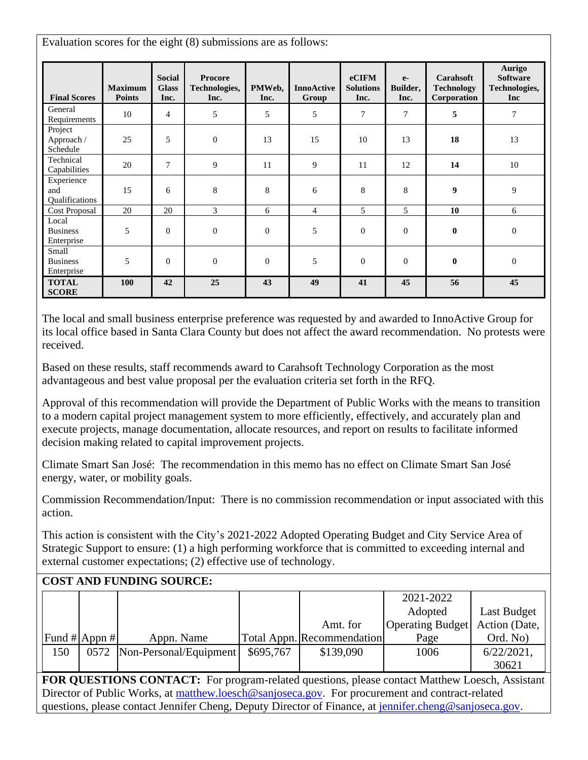Evaluation scores for the eight (8) submissions are as follows:

| Final Scores | Maximum Points | Social Glass Inc. | Procore Technologies, Inc. | PMWeb, Inc. | InnoActive Group | eCIFM Solutions Inc. | e-Builder, Inc. | Carahsoft Technology Corporation | Aurigo Software Technologies, Inc |
|---|---|---|---|---|---|---|---|---|---|
| General Requirements | 10 | 4 | 5 | 5 | 5 | 7 | 7 | **5** | 7 |
| Project Approach / Schedule | 25 | 5 | 0 | 13 | 15 | 10 | 13 | **18** | 13 |
| Technical Capabilities | 20 | 7 | 9 | 11 | 9 | 11 | 12 | **14** | 10 |
| Experience and Qualifications | 15 | 6 | 8 | 8 | 6 | 8 | 8 | **9** | 9 |
| Cost Proposal | 20 | 20 | 3 | 6 | 4 | 5 | 5 | **10** | 6 |
| Local Business Enterprise | 5 | 0 | 0 | 0 | 5 | 0 | 0 | **0** | 0 |
| Small Business Enterprise | 5 | 0 | 0 | 0 | 5 | 0 | 0 | **0** | 0 |
| **TOTAL SCORE** | **100** | **42** | **25** | **43** | **49** | **41** | **45** | **56** | **45** |

The local and small business enterprise preference was requested by and awarded to InnoActive Group for its local office based in Santa Clara County but does not affect the award recommendation. No protests were received.

Based on these results, staff recommends award to Carahsoft Technology Corporation as the most advantageous and best value proposal per the evaluation criteria set forth in the RFQ.

Approval of this recommendation will provide the Department of Public Works with the means to transition to a modern capital project management system to more efficiently, effectively, and accurately plan and execute projects, manage documentation, allocate resources, and report on results to facilitate informed decision making related to capital improvement projects.

Climate Smart San José: The recommendation in this memo has no effect on Climate Smart San José energy, water, or mobility goals.

Commission Recommendation/Input: There is no commission recommendation or input associated with this action.

This action is consistent with the City's 2021-2022 Adopted Operating Budget and City Service Area of Strategic Support to ensure: (1) a high performing workforce that is committed to exceeding internal and external customer expectations; (2) effective use of technology.

**COST AND FUNDING SOURCE:**

| Fund # | Appn # | Appn. Name | Total Appn. | Amt. for Recommendation | 2021-2022 Adopted Operating Budget Page | Last Budget Action (Date, Ord. No) |
|---|---|---|---|---|---|---|
| 150 | 0572 | Non-Personal/Equipment | $695,767 | $139,090 | 1006 | 6/22/2021, 30621 |

**FOR QUESTIONS CONTACT:** For program-related questions, please contact Matthew Loesch, Assistant Director of Public Works, at matthew.loesch@sanjoseca.gov. For procurement and contract-related questions, please contact Jennifer Cheng, Deputy Director of Finance, at jennifer.cheng@sanjoseca.gov.